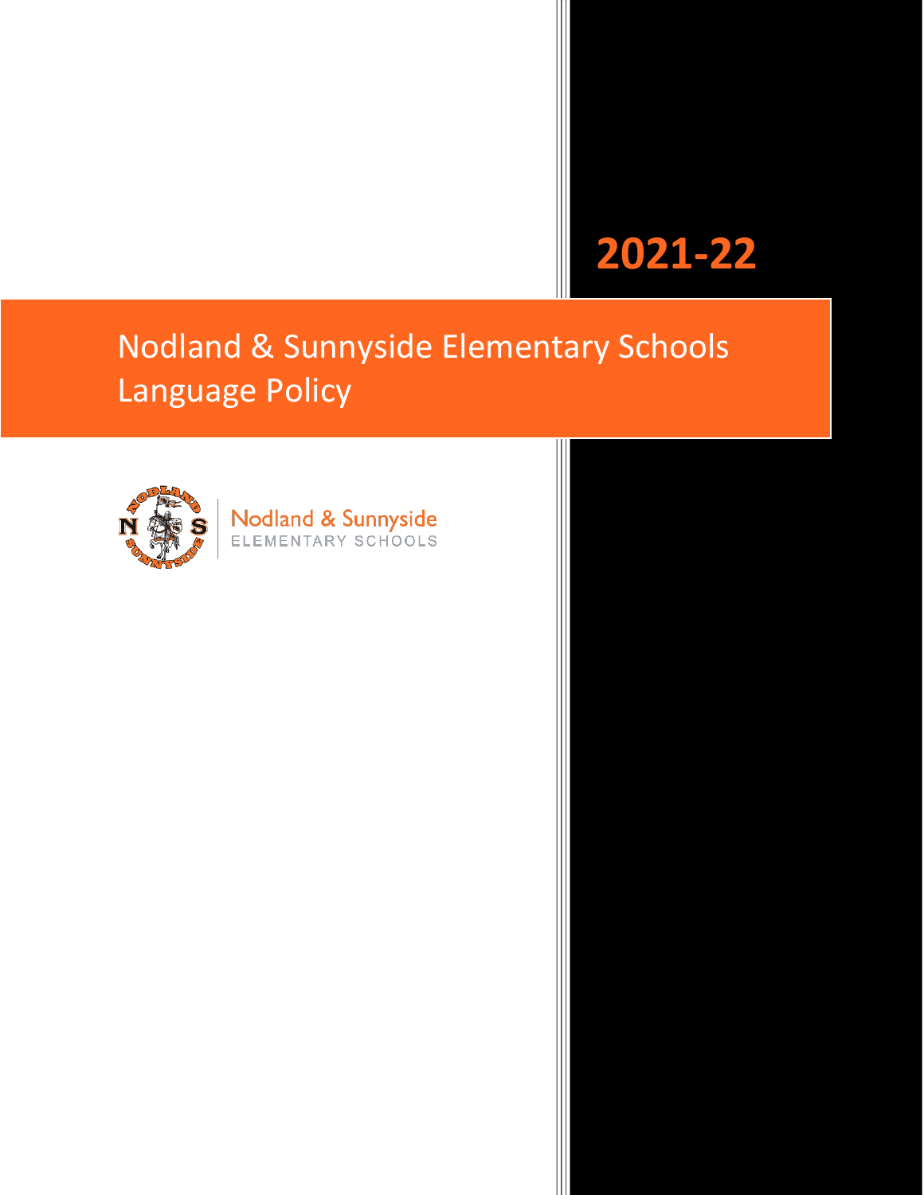# 2021-22

# Nodland & Sunnyside Elementary Schools Language Policy

Nodland & Sunnyside
ELEMENTARY SCHOOLS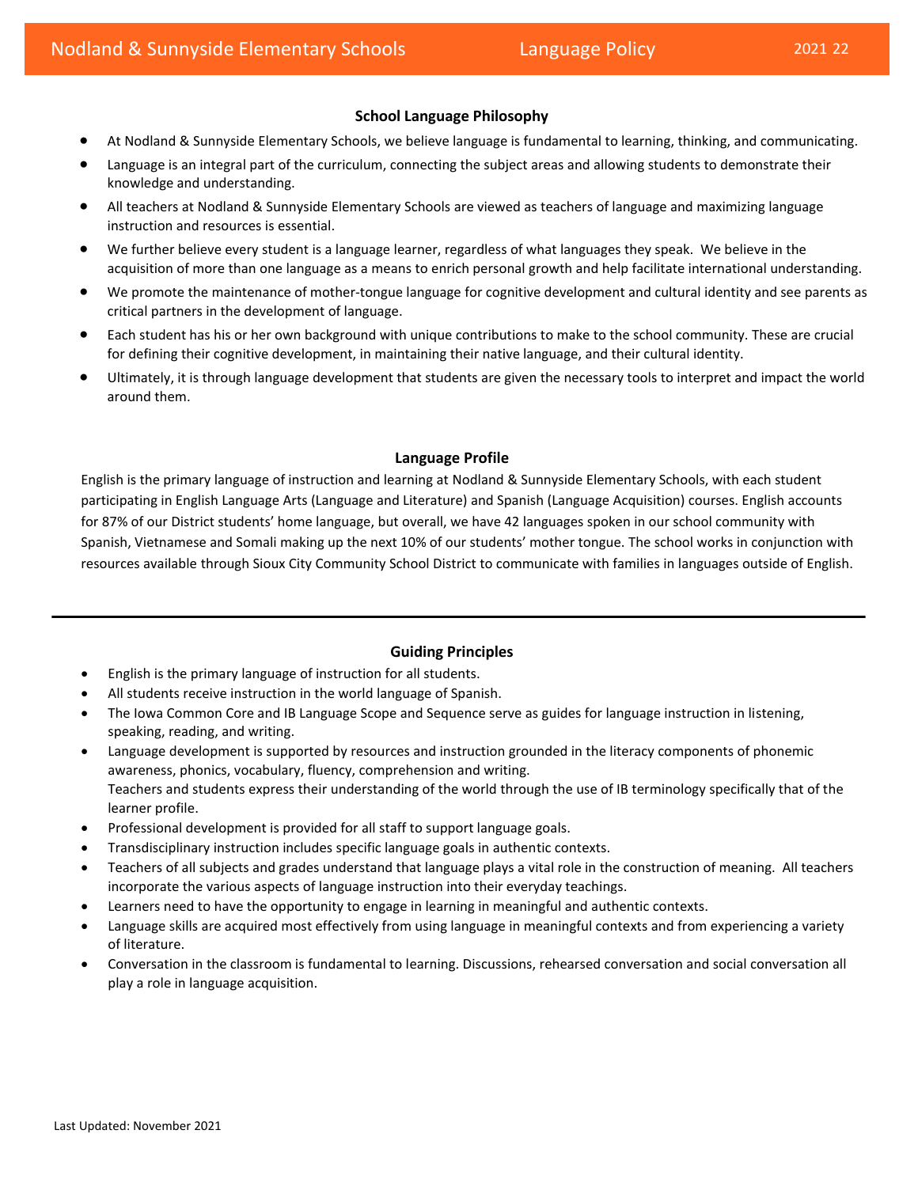## School Language Philosophy

- At Nodland & Sunnyside Elementary Schools, we believe language is fundamental to learning, thinking, and communicating.
- Language is an integral part of the curriculum, connecting the subject areas and allowing students to demonstrate their knowledge and understanding.
- All teachers at Nodland & Sunnyside Elementary Schools are viewed as teachers of language and maximizing language instruction and resources is essential.
- We further believe every student is a language learner, regardless of what languages they speak. We believe in the acquisition of more than one language as a means to enrich personal growth and help facilitate international understanding.
- We promote the maintenance of mother-tongue language for cognitive development and cultural identity and see parents as critical partners in the development of language.
- Each student has his or her own background with unique contributions to make to the school community. These are crucial for defining their cognitive development, in maintaining their native language, and their cultural identity.
- Ultimately, it is through language development that students are given the necessary tools to interpret and impact the world around them.

## Language Profile

English is the primary language of instruction and learning at Nodland & Sunnyside Elementary Schools, with each student participating in English Language Arts (Language and Literature) and Spanish (Language Acquisition) courses. English accounts for 87% of our District students' home language, but overall, we have 42 languages spoken in our school community with Spanish, Vietnamese and Somali making up the next 10% of our students' mother tongue. The school works in conjunction with resources available through Sioux City Community School District to communicate with families in languages outside of English.

---

## Guiding Principles

- English is the primary language of instruction for all students.
- All students receive instruction in the world language of Spanish.
- The Iowa Common Core and IB Language Scope and Sequence serve as guides for language instruction in listening, speaking, reading, and writing.
- Language development is supported by resources and instruction grounded in the literacy components of phonemic awareness, phonics, vocabulary, fluency, comprehension and writing.
  Teachers and students express their understanding of the world through the use of IB terminology specifically that of the learner profile.
- Professional development is provided for all staff to support language goals.
- Transdisciplinary instruction includes specific language goals in authentic contexts.
- Teachers of all subjects and grades understand that language plays a vital role in the construction of meaning. All teachers incorporate the various aspects of language instruction into their everyday teachings.
- Learners need to have the opportunity to engage in learning in meaningful and authentic contexts.
- Language skills are acquired most effectively from using language in meaningful contexts and from experiencing a variety of literature.
- Conversation in the classroom is fundamental to learning. Discussions, rehearsed conversation and social conversation all play a role in language acquisition.

Last Updated: November 2021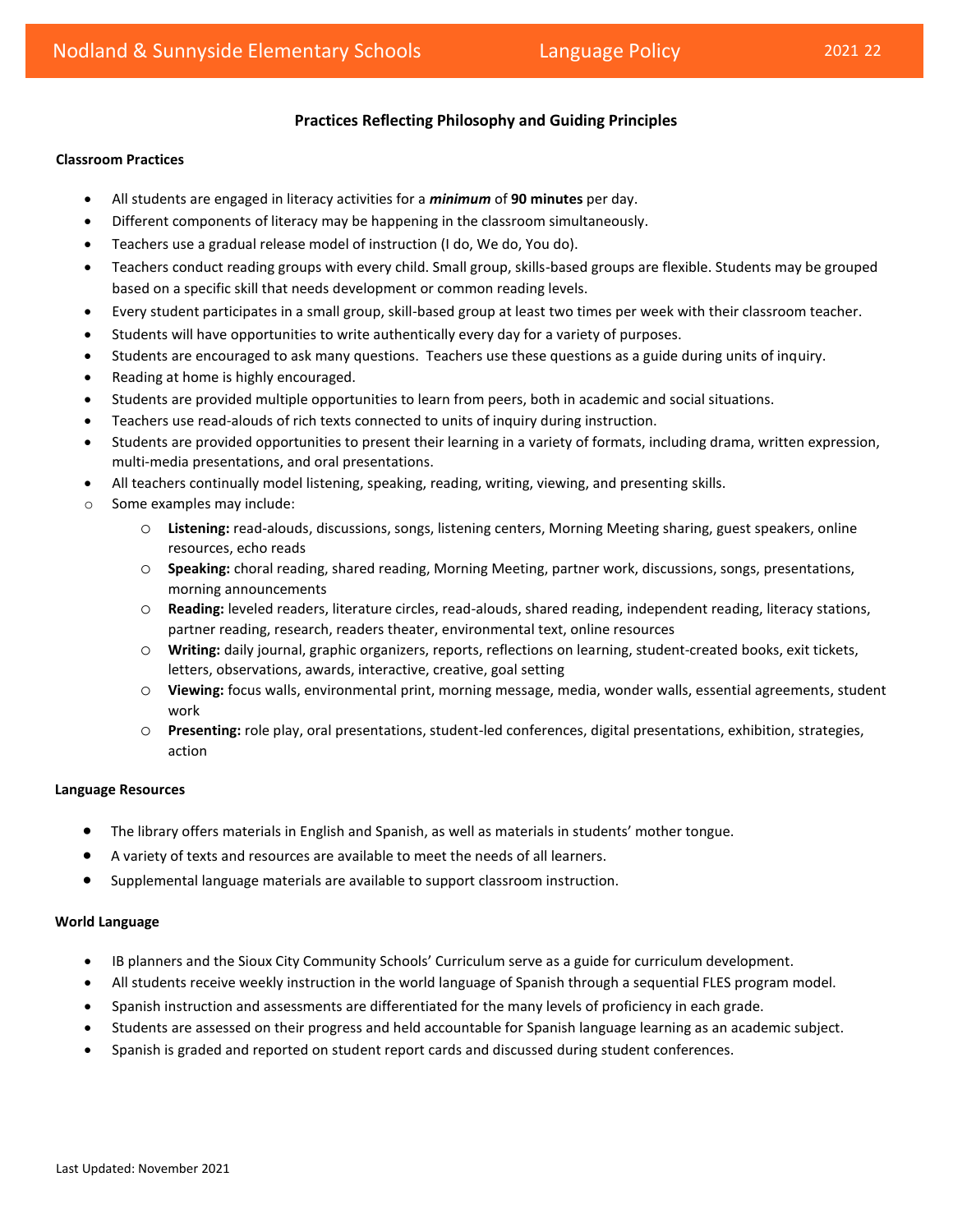## Practices Reflecting Philosophy and Guiding Principles

### Classroom Practices

- All students are engaged in literacy activities for a ***minimum*** of **90 minutes** per day.
- Different components of literacy may be happening in the classroom simultaneously.
- Teachers use a gradual release model of instruction (I do, We do, You do).
- Teachers conduct reading groups with every child. Small group, skills-based groups are flexible. Students may be grouped based on a specific skill that needs development or common reading levels.
- Every student participates in a small group, skill-based group at least two times per week with their classroom teacher.
- Students will have opportunities to write authentically every day for a variety of purposes.
- Students are encouraged to ask many questions. Teachers use these questions as a guide during units of inquiry.
- Reading at home is highly encouraged.
- Students are provided multiple opportunities to learn from peers, both in academic and social situations.
- Teachers use read-alouds of rich texts connected to units of inquiry during instruction.
- Students are provided opportunities to present their learning in a variety of formats, including drama, written expression, multi-media presentations, and oral presentations.
- All teachers continually model listening, speaking, reading, writing, viewing, and presenting skills.
- Some examples may include:
  - **Listening:** read-alouds, discussions, songs, listening centers, Morning Meeting sharing, guest speakers, online resources, echo reads
  - **Speaking:** choral reading, shared reading, Morning Meeting, partner work, discussions, songs, presentations, morning announcements
  - **Reading:** leveled readers, literature circles, read-alouds, shared reading, independent reading, literacy stations, partner reading, research, readers theater, environmental text, online resources
  - **Writing:** daily journal, graphic organizers, reports, reflections on learning, student-created books, exit tickets, letters, observations, awards, interactive, creative, goal setting
  - **Viewing:** focus walls, environmental print, morning message, media, wonder walls, essential agreements, student work
  - **Presenting:** role play, oral presentations, student-led conferences, digital presentations, exhibition, strategies, action

### Language Resources

- The library offers materials in English and Spanish, as well as materials in students' mother tongue.
- A variety of texts and resources are available to meet the needs of all learners.
- Supplemental language materials are available to support classroom instruction.

### World Language

- IB planners and the Sioux City Community Schools' Curriculum serve as a guide for curriculum development.
- All students receive weekly instruction in the world language of Spanish through a sequential FLES program model.
- Spanish instruction and assessments are differentiated for the many levels of proficiency in each grade.
- Students are assessed on their progress and held accountable for Spanish language learning as an academic subject.
- Spanish is graded and reported on student report cards and discussed during student conferences.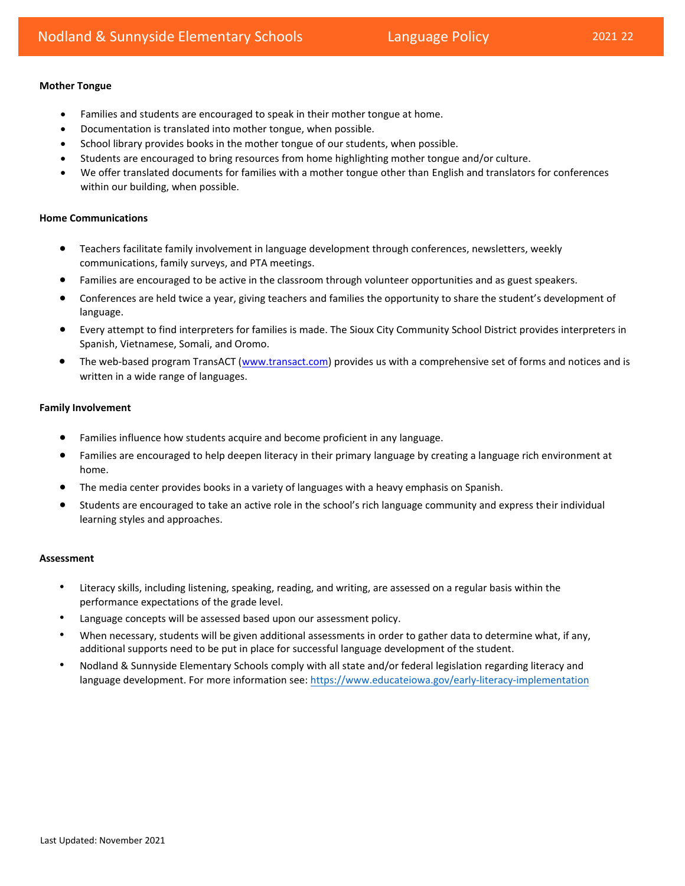#### Mother Tongue

- Families and students are encouraged to speak in their mother tongue at home.
- Documentation is translated into mother tongue, when possible.
- School library provides books in the mother tongue of our students, when possible.
- Students are encouraged to bring resources from home highlighting mother tongue and/or culture.
- We offer translated documents for families with a mother tongue other than English and translators for conferences within our building, when possible.

#### Home Communications

- Teachers facilitate family involvement in language development through conferences, newsletters, weekly communications, family surveys, and PTA meetings.
- Families are encouraged to be active in the classroom through volunteer opportunities and as guest speakers.
- Conferences are held twice a year, giving teachers and families the opportunity to share the student's development of language.
- Every attempt to find interpreters for families is made. The Sioux City Community School District provides interpreters in Spanish, Vietnamese, Somali, and Oromo.
- The web-based program TransACT (www.transact.com) provides us with a comprehensive set of forms and notices and is written in a wide range of languages.

#### Family Involvement

- Families influence how students acquire and become proficient in any language.
- Families are encouraged to help deepen literacy in their primary language by creating a language rich environment at home.
- The media center provides books in a variety of languages with a heavy emphasis on Spanish.
- Students are encouraged to take an active role in the school's rich language community and express their individual learning styles and approaches.

#### Assessment

- Literacy skills, including listening, speaking, reading, and writing, are assessed on a regular basis within the performance expectations of the grade level.
- Language concepts will be assessed based upon our assessment policy.
- When necessary, students will be given additional assessments in order to gather data to determine what, if any, additional supports need to be put in place for successful language development of the student.
- Nodland & Sunnyside Elementary Schools comply with all state and/or federal legislation regarding literacy and language development. For more information see: https://www.educateiowa.gov/early-literacy-implementation

Last Updated: November 2021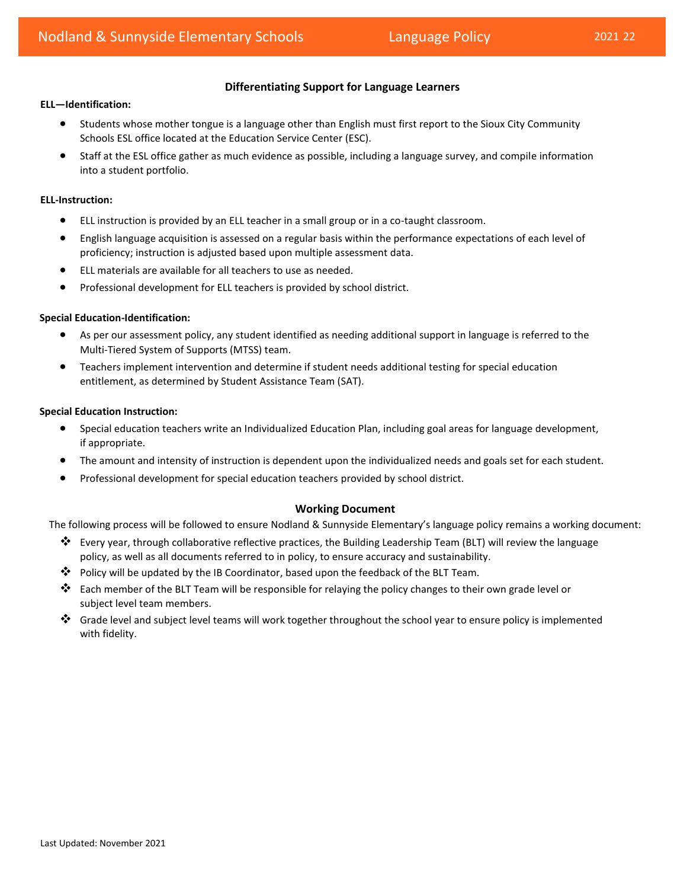## Differentiating Support for Language Learners

**ELL—Identification:**

- Students whose mother tongue is a language other than English must first report to the Sioux City Community Schools ESL office located at the Education Service Center (ESC).
- Staff at the ESL office gather as much evidence as possible, including a language survey, and compile information into a student portfolio.

**ELL-Instruction:**

- ELL instruction is provided by an ELL teacher in a small group or in a co-taught classroom.
- English language acquisition is assessed on a regular basis within the performance expectations of each level of proficiency; instruction is adjusted based upon multiple assessment data.
- ELL materials are available for all teachers to use as needed.
- Professional development for ELL teachers is provided by school district.

**Special Education-Identification:**

- As per our assessment policy, any student identified as needing additional support in language is referred to the Multi-Tiered System of Supports (MTSS) team.
- Teachers implement intervention and determine if student needs additional testing for special education entitlement, as determined by Student Assistance Team (SAT).

**Special Education Instruction:**

- Special education teachers write an Individualized Education Plan, including goal areas for language development, if appropriate.
- The amount and intensity of instruction is dependent upon the individualized needs and goals set for each student.
- Professional development for special education teachers provided by school district.

## Working Document

The following process will be followed to ensure Nodland & Sunnyside Elementary's language policy remains a working document:

- Every year, through collaborative reflective practices, the Building Leadership Team (BLT) will review the language policy, as well as all documents referred to in policy, to ensure accuracy and sustainability.
- Policy will be updated by the IB Coordinator, based upon the feedback of the BLT Team.
- Each member of the BLT Team will be responsible for relaying the policy changes to their own grade level or subject level team members.
- Grade level and subject level teams will work together throughout the school year to ensure policy is implemented with fidelity.

Last Updated: November 2021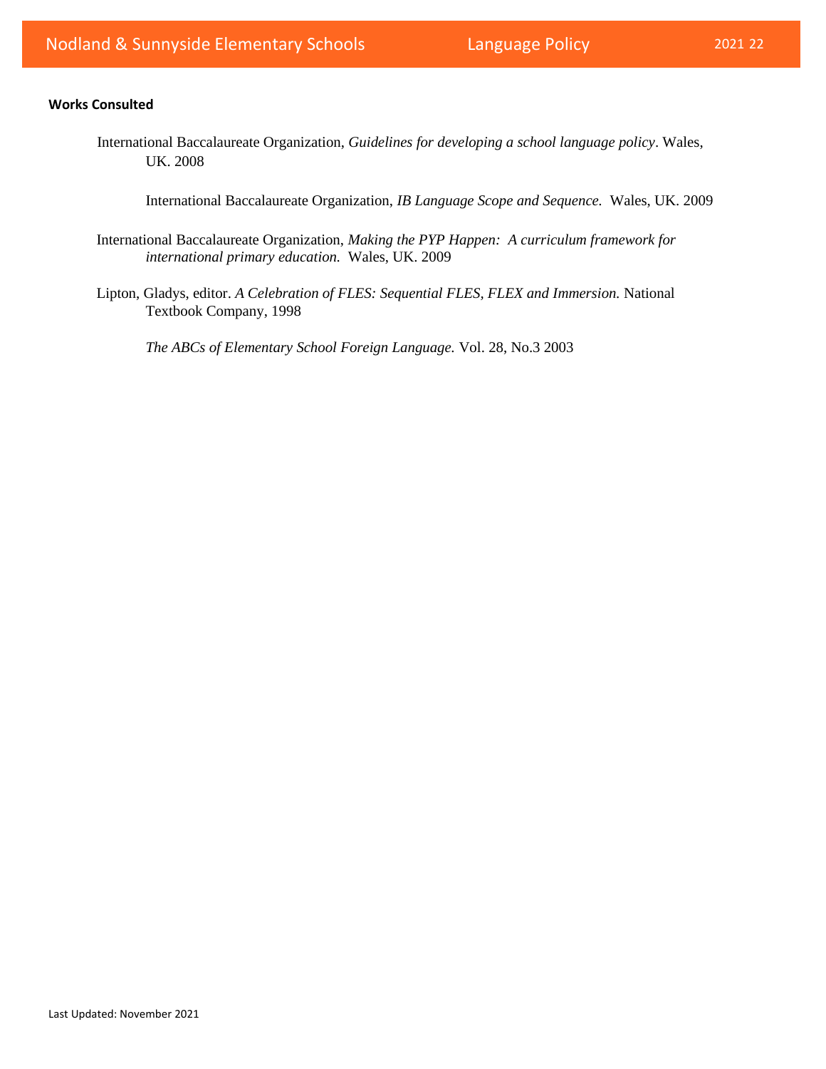**Works Consulted**

International Baccalaureate Organization, *Guidelines for developing a school language policy*. Wales, UK. 2008

International Baccalaureate Organization, *IB Language Scope and Sequence.* Wales, UK. 2009

International Baccalaureate Organization, *Making the PYP Happen: A curriculum framework for international primary education.* Wales, UK. 2009

Lipton, Gladys, editor. *A Celebration of FLES: Sequential FLES, FLEX and Immersion.* National Textbook Company, 1998

*The ABCs of Elementary School Foreign Language.* Vol. 28, No.3 2003

Last Updated: November 2021